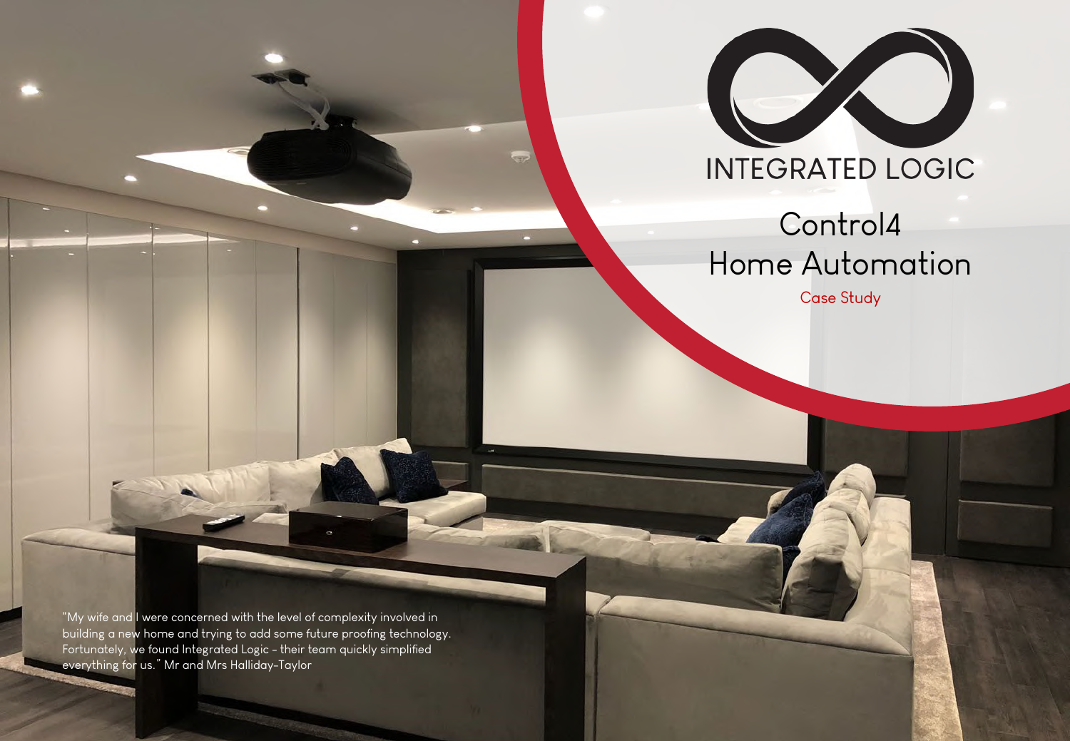# INTEGRATED LOGIC

## Control4 Home Automation

Case Study

"My wife and I were concerned with the level of complexity involved in building a new home and trying to add some future proofing technology. Fortunately, we found Integrated Logic - their team quickly simplified everything for us." Mr and Mrs Halliday-Taylor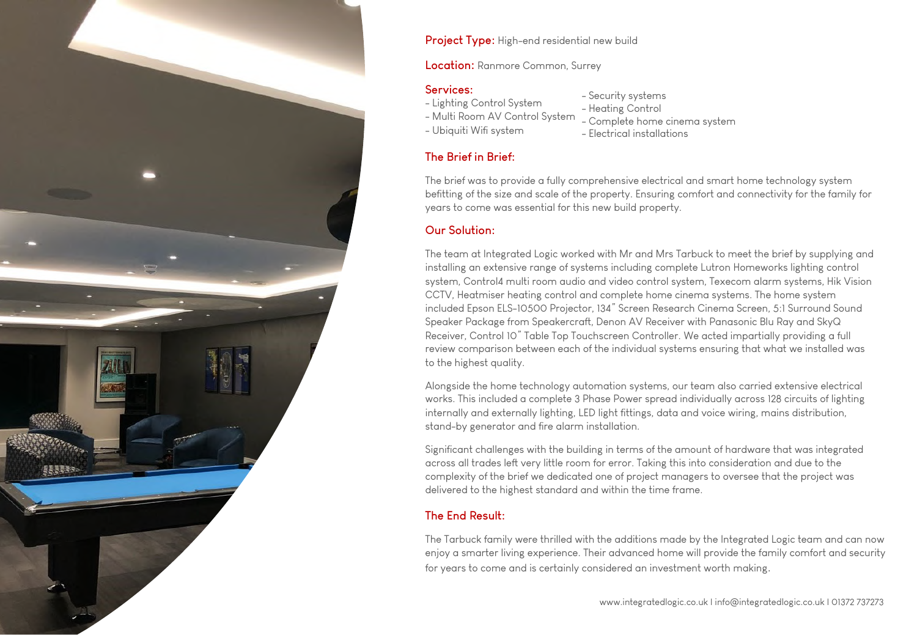**Project Type:** High-end residential new build

**Location:** Ranmore Common, Surrey

**Services:**

- Lighting Control System
- Multi Room AV Control System
- Ubiquiti Wifi system
- Security systems
- Heating Control
- Complete home cinema system
- Electrical installations

## The Brief in Brief:

The brief was to provide a fully comprehensive electrical and smart home technology system befitting of the size and scale of the property. Ensuring comfort and connectivity for the family for years to come was essential for this new build property.

## Our Solution:

The team at Integrated Logic worked with Mr and Mrs Tarbuck to meet the brief by supplying and installing an extensive range of systems including complete Lutron Homeworks lighting control system, Control4 multi room audio and video control system, Texecom alarm systems, Hik Vision CCTV, Heatmiser heating control and complete home cinema systems. The home system included Epson ELS-10500 Projector, 134" Screen Research Cinema Screen, 5:1 Surround Sound Speaker Package from Speakercraft, Denon AV Receiver with Panasonic Blu Ray and SkyQ Receiver, Control 10" Table Top Touchscreen Controller. We acted impartially providing a full review comparison between each of the individual systems ensuring that what we installed was to the highest quality.

Alongside the home technology automation systems, our team also carried extensive electrical works. This included a complete 3 Phase Power spread individually across 128 circuits of lighting internally and externally lighting, LED light fittings, data and voice wiring, mains distribution, stand-by generator and fire alarm installation.

Significant challenges with the building in terms of the amount of hardware that was integrated across all trades left very little room for error. Taking this into consideration and due to the complexity of the brief we dedicated one of project managers to oversee that the project was delivered to the highest standard and within the time frame.

## The End Result:

The Tarbuck family were thrilled with the additions made by the Integrated Logic team and can now enjoy a smarter living experience. Their advanced home will provide the family comfort and security for years to come and is certainly considered an investment worth making.

www.integratedlogic.co.uk | info@integratedlogic.co.uk | 01372 737273